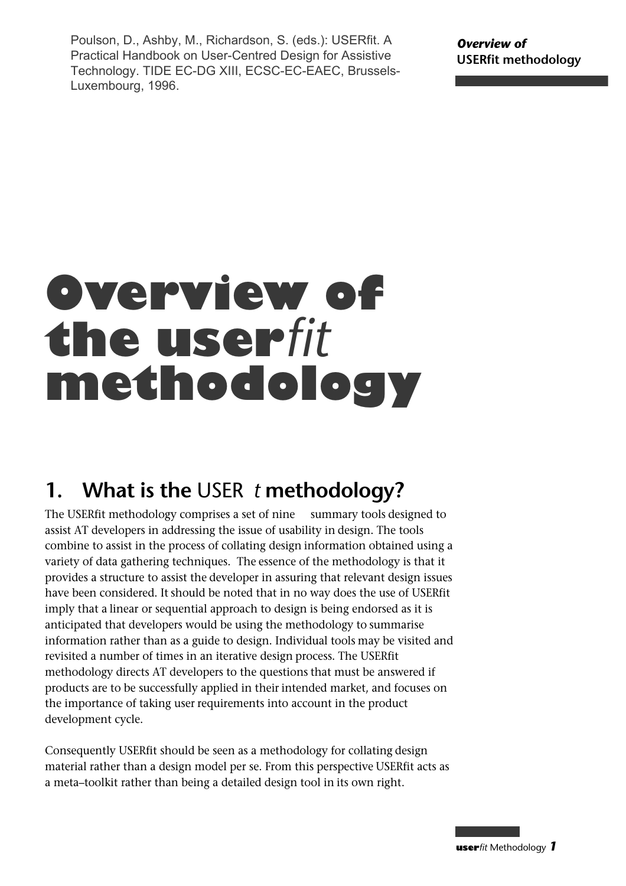Poulson, D., Ashby, M., Richardson, S. (eds.): USERfit. A Practical Handbook on User-Centred Design for Assistive Technology. TIDE EC-DG XIII, ECSC-EC-EAEC, Brussels-Luxembourg, 1996.

# Overview of the user*fit* methodology

## 1. What is the USER  t methodology?

The USERfit methodology comprises a set of nine   summary tools designed to assist AT developers in addressing the issue of usability in design. The tools combine to assist in the process of collating design information obtained using a variety of data gathering techniques.  The essence of the methodology is that it provides a structure to assist the developer in assuring that relevant design issues have been considered. It should be noted that in no way does the use of USERfit imply that a linear or sequential approach to design is being endorsed as it is anticipated that developers would be using the methodology to summarise information rather than as a guide to design. Individual tools may be visited and revisited a number of times in an iterative design process. The USERfit methodology directs AT developers to the questions that must be answered if products are to be successfully applied in their intended market, and focuses on the importance of taking user requirements into account in the product development cycle.

Consequently USERfit should be seen as a methodology for collating design material rather than a design model per se. From this perspective USERfit acts as a meta–toolkit rather than being a detailed design tool in its own right.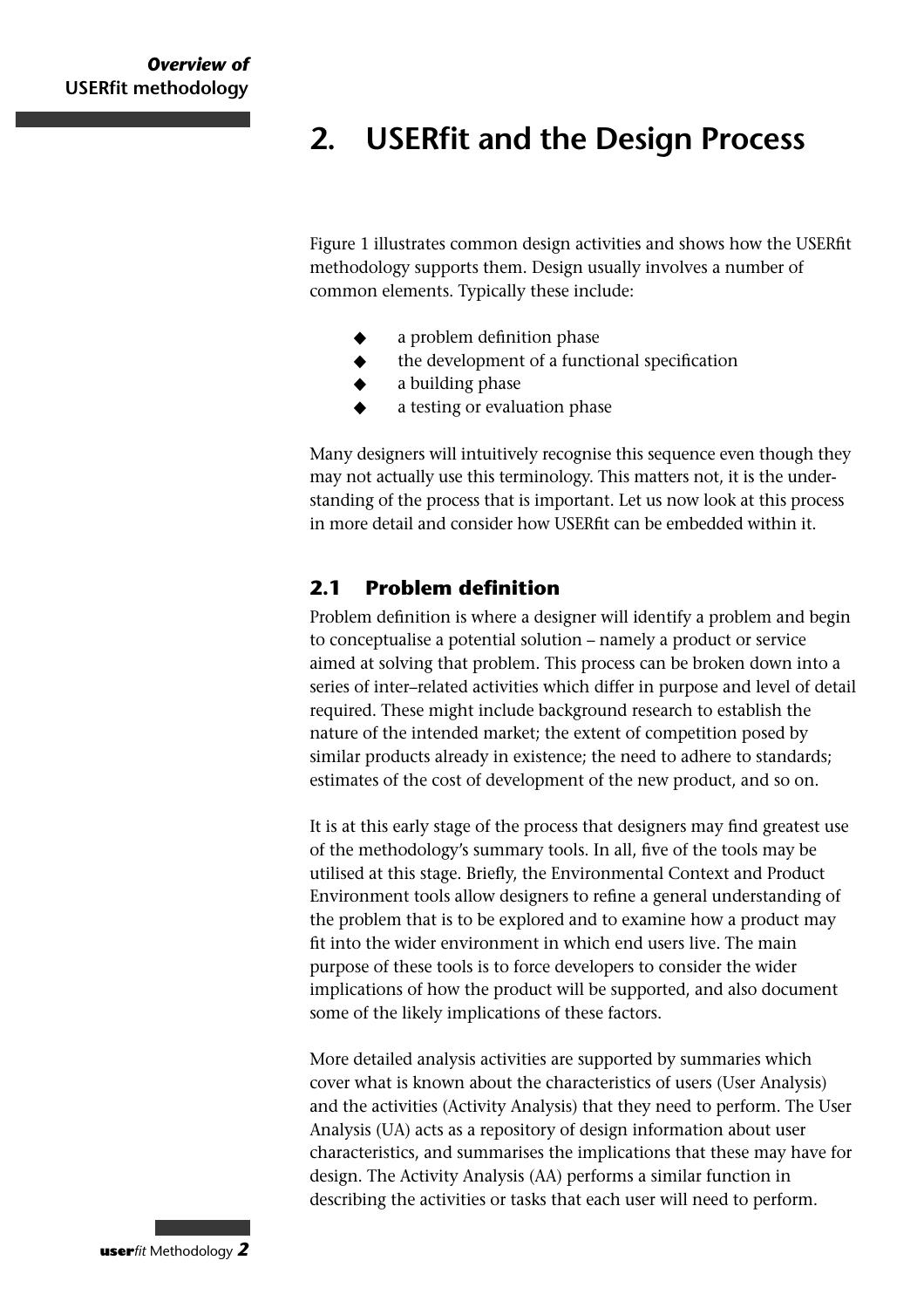# 2. USERfit and the Design Process

Figure 1 illustrates common design activities and shows how the USERfit methodology supports them. Design usually involves a number of common elements. Typically these include:

- a problem definition phase
- the development of a functional specification
- a building phase
- a testing or evaluation phase

Many designers will intuitively recognise this sequence even though they may not actually use this terminology. This matters not, it is the understanding of the process that is important. Let us now look at this process in more detail and consider how USERfit can be embedded within it.

## 2.1 Problem definition

Problem definition is where a designer will identify a problem and begin to conceptualise a potential solution – namely a product or service aimed at solving that problem. This process can be broken down into a series of inter–related activities which differ in purpose and level of detail required. These might include background research to establish the nature of the intended market; the extent of competition posed by similar products already in existence; the need to adhere to standards; estimates of the cost of development of the new product, and so on.

It is at this early stage of the process that designers may find greatest use of the methodology's summary tools. In all, five of the tools may be utilised at this stage. Briefly, the Environmental Context and Product Environment tools allow designers to refine a general understanding of the problem that is to be explored and to examine how a product may fit into the wider environment in which end users live. The main purpose of these tools is to force developers to consider the wider implications of how the product will be supported, and also document some of the likely implications of these factors.

More detailed analysis activities are supported by summaries which cover what is known about the characteristics of users (User Analysis) and the activities (Activity Analysis) that they need to perform. The User Analysis (UA) acts as a repository of design information about user characteristics, and summarises the implications that these may have for design. The Activity Analysis (AA) performs a similar function in describing the activities or tasks that each user will need to perform.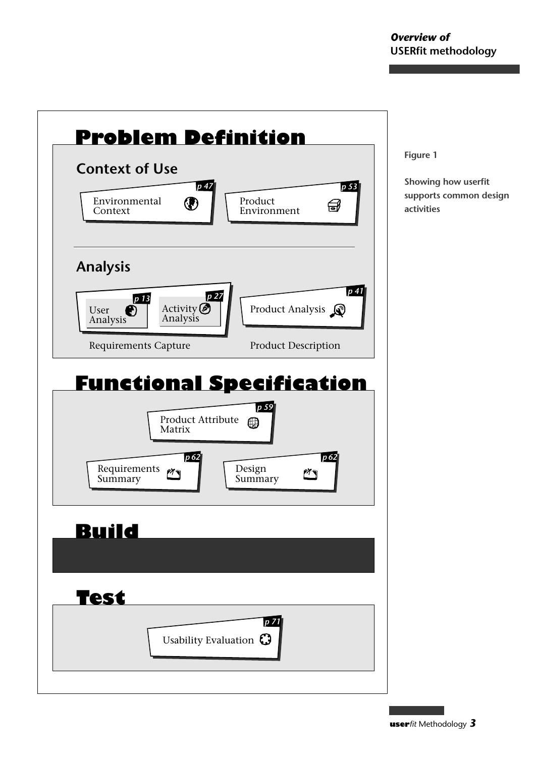# Problem Definition

## Context of Use

Environmental Context — p 47

Product Environment — p 53

## Analysis

User Analysis — p 13

Activity Analysis — p 27

Requirements Capture

Product Analysis — p 41

Product Description

# Functional Specification

Product Attribute Matrix — p 59

Requirements Summary — p 62

Design Summary — p 62

# Build

# Test

Usability Evaluation — p 71

**Figure 1**

**Showing how userfit supports common design activities**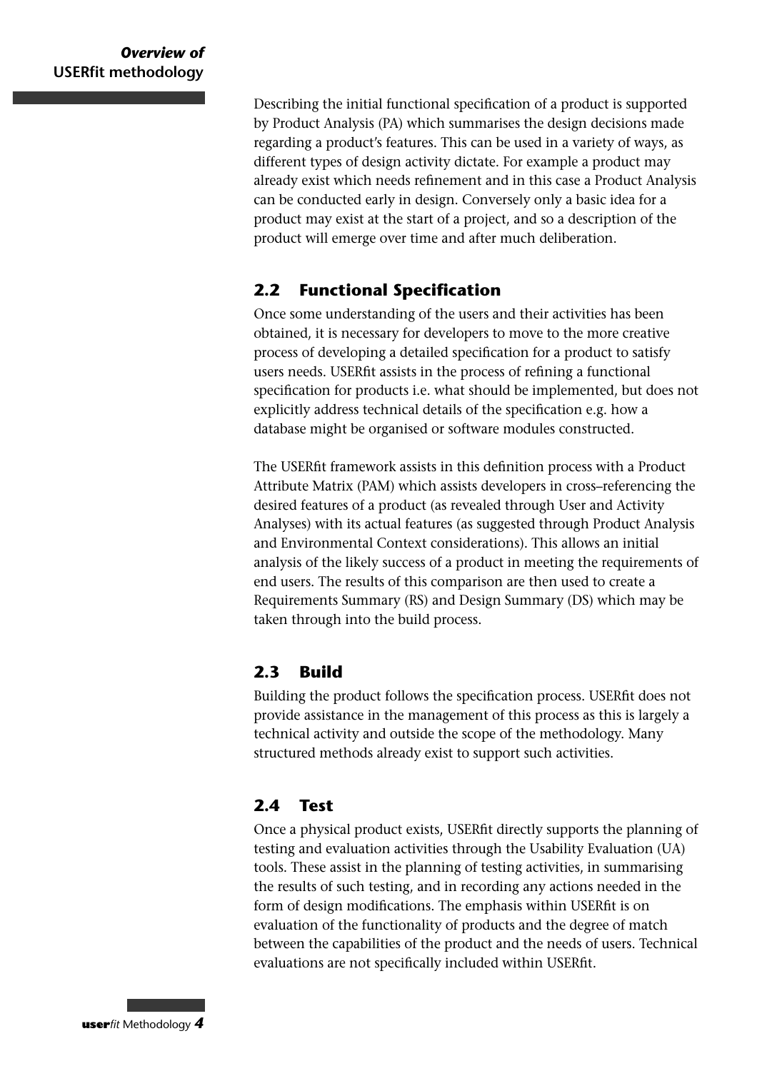Describing the initial functional specification of a product is supported by Product Analysis (PA) which summarises the design decisions made regarding a product's features. This can be used in a variety of ways, as different types of design activity dictate. For example a product may already exist which needs refinement and in this case a Product Analysis can be conducted early in design. Conversely only a basic idea for a product may exist at the start of a project, and so a description of the product will emerge over time and after much deliberation.

## 2.2 Functional Specification

Once some understanding of the users and their activities has been obtained, it is necessary for developers to move to the more creative process of developing a detailed specification for a product to satisfy users needs. USERfit assists in the process of refining a functional specification for products i.e. what should be implemented, but does not explicitly address technical details of the specification e.g. how a database might be organised or software modules constructed.

The USERfit framework assists in this definition process with a Product Attribute Matrix (PAM) which assists developers in cross–referencing the desired features of a product (as revealed through User and Activity Analyses) with its actual features (as suggested through Product Analysis and Environmental Context considerations). This allows an initial analysis of the likely success of a product in meeting the requirements of end users. The results of this comparison are then used to create a Requirements Summary (RS) and Design Summary (DS) which may be taken through into the build process.

## 2.3 Build

Building the product follows the specification process. USERfit does not provide assistance in the management of this process as this is largely a technical activity and outside the scope of the methodology. Many structured methods already exist to support such activities.

## 2.4 Test

Once a physical product exists, USERfit directly supports the planning of testing and evaluation activities through the Usability Evaluation (UA) tools. These assist in the planning of testing activities, in summarising the results of such testing, and in recording any actions needed in the form of design modifications. The emphasis within USERfit is on evaluation of the functionality of products and the degree of match between the capabilities of the product and the needs of users. Technical evaluations are not specifically included within USERfit.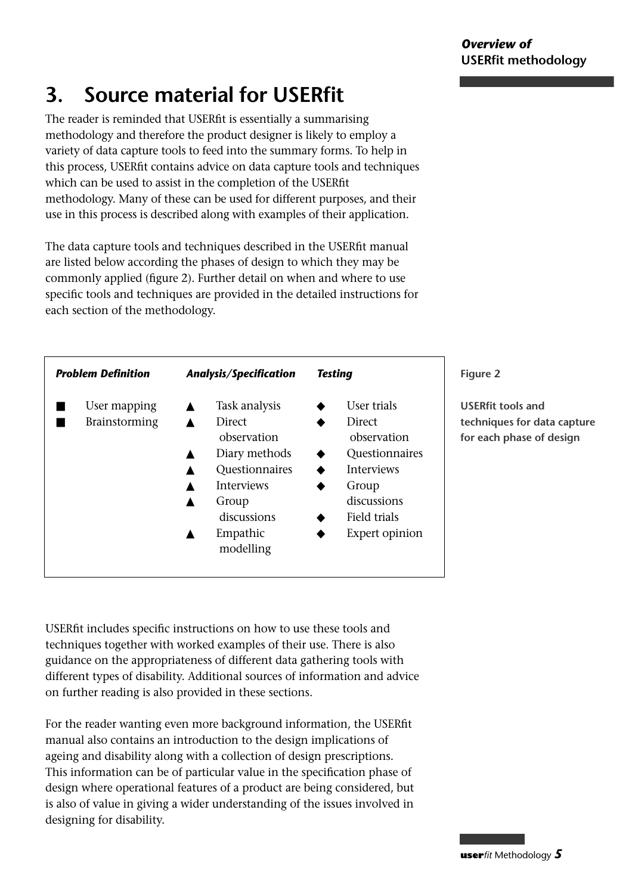# 3. Source material for USERfit

The reader is reminded that USERfit is essentially a summarising methodology and therefore the product designer is likely to employ a variety of data capture tools to feed into the summary forms. To help in this process, USERfit contains advice on data capture tools and techniques which can be used to assist in the completion of the USERfit methodology. Many of these can be used for different purposes, and their use in this process is described along with examples of their application.

The data capture tools and techniques described in the USERfit manual are listed below according the phases of design to which they may be commonly applied (figure 2). Further detail on when and where to use specific tools and techniques are provided in the detailed instructions for each section of the methodology.

| ***Problem Definition*** | ***Analysis/Specification*** | ***Testing*** |
|---|---|---|
| ■ User mapping | ▲ Task analysis | ◆ User trials |
| ■ Brainstorming | ▲ Direct observation | ◆ Direct observation |
| | ▲ Diary methods | ◆ Questionnaires |
| | ▲ Questionnaires | ◆ Interviews |
| | ▲ Interviews | ◆ Group discussions |
| | ▲ Group discussions | ◆ Field trials |
| | ▲ Empathic modelling | ◆ Expert opinion |

**Figure 2**

**USERfit tools and techniques for data capture for each phase of design**

USERfit includes specific instructions on how to use these tools and techniques together with worked examples of their use. There is also guidance on the appropriateness of different data gathering tools with different types of disability. Additional sources of information and advice on further reading is also provided in these sections.

For the reader wanting even more background information, the USERfit manual also contains an introduction to the design implications of ageing and disability along with a collection of design prescriptions. This information can be of particular value in the specification phase of design where operational features of a product are being considered, but is also of value in giving a wider understanding of the issues involved in designing for disability.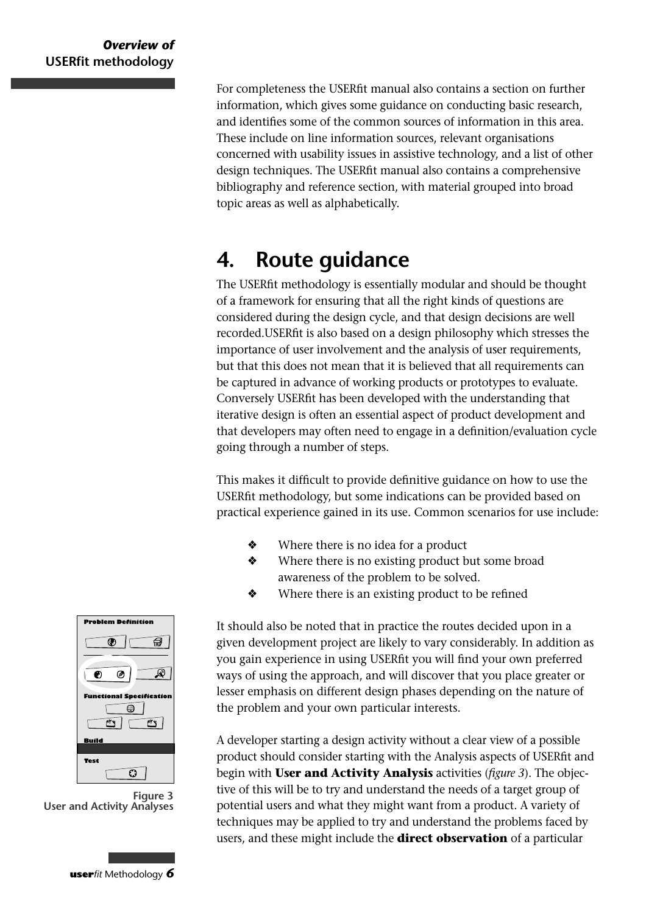For completeness the USERfit manual also contains a section on further information, which gives some guidance on conducting basic research, and identifies some of the common sources of information in this area. These include on line information sources, relevant organisations concerned with usability issues in assistive technology, and a list of other design techniques. The USERfit manual also contains a comprehensive bibliography and reference section, with material grouped into broad topic areas as well as alphabetically.

# 4. Route guidance

The USERfit methodology is essentially modular and should be thought of a framework for ensuring that all the right kinds of questions are considered during the design cycle, and that design decisions are well recorded.USERfit is also based on a design philosophy which stresses the importance of user involvement and the analysis of user requirements, but that this does not mean that it is believed that all requirements can be captured in advance of working products or prototypes to evaluate. Conversely USERfit has been developed with the understanding that iterative design is often an essential aspect of product development and that developers may often need to engage in a definition/evaluation cycle going through a number of steps.

This makes it difficult to provide definitive guidance on how to use the USERfit methodology, but some indications can be provided based on practical experience gained in its use. Common scenarios for use include:

- Where there is no idea for a product
- Where there is no existing product but some broad awareness of the problem to be solved.
- Where there is an existing product to be refined

It should also be noted that in practice the routes decided upon in a given development project are likely to vary considerably. In addition as you gain experience in using USERfit you will find your own preferred ways of using the approach, and will discover that you place greater or lesser emphasis on different design phases depending on the nature of the problem and your own particular interests.

Problem Definition

Functional Specification

Build

Test

Figure 3
User and Activity Analyses

A developer starting a design activity without a clear view of a possible product should consider starting with the Analysis aspects of USERfit and begin with **User and Activity Analysis** activities (*figure 3*). The objective of this will be to try and understand the needs of a target group of potential users and what they might want from a product. A variety of techniques may be applied to try and understand the problems faced by users, and these might include the **direct observation** of a particular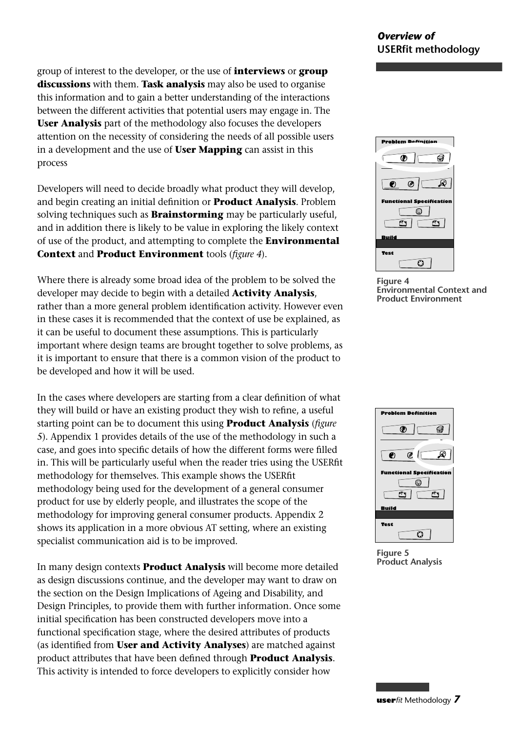group of interest to the developer, or the use of **interviews** or **group discussions** with them. **Task analysis** may also be used to organise this information and to gain a better understanding of the interactions between the different activities that potential users may engage in. The **User Analysis** part of the methodology also focuses the developers attention on the necessity of considering the needs of all possible users in a development and the use of **User Mapping** can assist in this process

Developers will need to decide broadly what product they will develop, and begin creating an initial definition or **Product Analysis**. Problem solving techniques such as **Brainstorming** may be particularly useful, and in addition there is likely to be value in exploring the likely context of use of the product, and attempting to complete the **Environmental Context** and **Product Environment** tools (*figure 4*).

Problem Definition

Functional Specification

Build

Test

**Figure 4**
**Environmental Context and Product Environment**

Where there is already some broad idea of the problem to be solved the developer may decide to begin with a detailed **Activity Analysis**, rather than a more general problem identification activity. However even in these cases it is recommended that the context of use be explained, as it can be useful to document these assumptions. This is particularly important where design teams are brought together to solve problems, as it is important to ensure that there is a common vision of the product to be developed and how it will be used.

In the cases where developers are starting from a clear definition of what they will build or have an existing product they wish to refine, a useful starting point can be to document this using **Product Analysis** (*figure 5*). Appendix 1 provides details of the use of the methodology in such a case, and goes into specific details of how the different forms were filled in. This will be particularly useful when the reader tries using the USERfit methodology for themselves. This example shows the USERfit methodology being used for the development of a general consumer product for use by elderly people, and illustrates the scope of the methodology for improving general consumer products. Appendix 2 shows its application in a more obvious AT setting, where an existing specialist communication aid is to be improved.

Problem Definition

Functional Specification

Build

Test

**Figure 5**
**Product Analysis**

In many design contexts **Product Analysis** will become more detailed as design discussions continue, and the developer may want to draw on the section on the Design Implications of Ageing and Disability, and Design Principles, to provide them with further information. Once some initial specification has been constructed developers move into a functional specification stage, where the desired attributes of products (as identified from **User and Activity Analyses**) are matched against product attributes that have been defined through **Product Analysis**. This activity is intended to force developers to explicitly consider how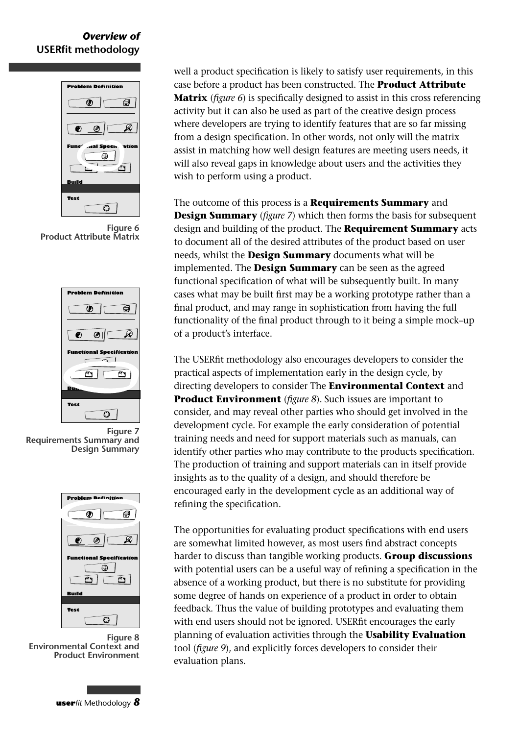well a product specification is likely to satisfy user requirements, in this case before a product has been constructed. The **Product Attribute Matrix** (*figure 6*) is specifically designed to assist in this cross referencing activity but it can also be used as part of the creative design process where developers are trying to identify features that are so far missing from a design specification. In other words, not only will the matrix assist in matching how well design features are meeting users needs, it will also reveal gaps in knowledge about users and the activities they wish to perform using a product.

Figure 6
Product Attribute Matrix

The outcome of this process is a **Requirements Summary** and **Design Summary** (*figure 7*) which then forms the basis for subsequent design and building of the product. The **Requirement Summary** acts to document all of the desired attributes of the product based on user needs, whilst the **Design Summary** documents what will be implemented. The **Design Summary** can be seen as the agreed functional specification of what will be subsequently built. In many cases what may be built first may be a working prototype rather than a final product, and may range in sophistication from having the full functionality of the final product through to it being a simple mock–up of a product's interface.

Figure 7
Requirements Summary and Design Summary

The USERfit methodology also encourages developers to consider the practical aspects of implementation early in the design cycle, by directing developers to consider The **Environmental Context** and **Product Environment** (*figure 8*). Such issues are important to consider, and may reveal other parties who should get involved in the development cycle. For example the early consideration of potential training needs and need for support materials such as manuals, can identify other parties who may contribute to the products specification. The production of training and support materials can in itself provide insights as to the quality of a design, and should therefore be encouraged early in the development cycle as an additional way of refining the specification.

Figure 8
Environmental Context and Product Environment

The opportunities for evaluating product specifications with end users are somewhat limited however, as most users find abstract concepts harder to discuss than tangible working products. **Group discussions** with potential users can be a useful way of refining a specification in the absence of a working product, but there is no substitute for providing some degree of hands on experience of a product in order to obtain feedback. Thus the value of building prototypes and evaluating them with end users should not be ignored. USERfit encourages the early planning of evaluation activities through the **Usability Evaluation** tool (*figure 9*), and explicitly forces developers to consider their evaluation plans.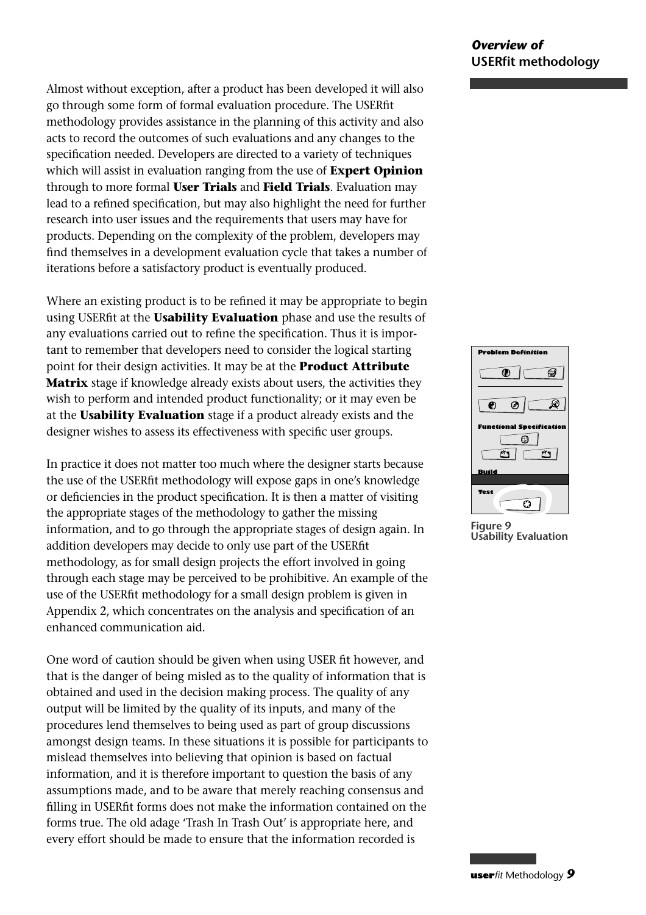Almost without exception, after a product has been developed it will also go through some form of formal evaluation procedure. The USERfit methodology provides assistance in the planning of this activity and also acts to record the outcomes of such evaluations and any changes to the specification needed. Developers are directed to a variety of techniques which will assist in evaluation ranging from the use of **Expert Opinion** through to more formal **User Trials** and **Field Trials**. Evaluation may lead to a refined specification, but may also highlight the need for further research into user issues and the requirements that users may have for products. Depending on the complexity of the problem, developers may find themselves in a development evaluation cycle that takes a number of iterations before a satisfactory product is eventually produced.

Where an existing product is to be refined it may be appropriate to begin using USERfit at the **Usability Evaluation** phase and use the results of any evaluations carried out to refine the specification. Thus it is important to remember that developers need to consider the logical starting point for their design activities. It may be at the **Product Attribute Matrix** stage if knowledge already exists about users, the activities they wish to perform and intended product functionality; or it may even be at the **Usability Evaluation** stage if a product already exists and the designer wishes to assess its effectiveness with specific user groups.

Problem Definition

Functional Specification

Build

Test

Figure 9
Usability Evaluation

In practice it does not matter too much where the designer starts because the use of the USERfit methodology will expose gaps in one's knowledge or deficiencies in the product specification. It is then a matter of visiting the appropriate stages of the methodology to gather the missing information, and to go through the appropriate stages of design again. In addition developers may decide to only use part of the USERfit methodology, as for small design projects the effort involved in going through each stage may be perceived to be prohibitive. An example of the use of the USERfit methodology for a small design problem is given in Appendix 2, which concentrates on the analysis and specification of an enhanced communication aid.

One word of caution should be given when using USER fit however, and that is the danger of being misled as to the quality of information that is obtained and used in the decision making process. The quality of any output will be limited by the quality of its inputs, and many of the procedures lend themselves to being used as part of group discussions amongst design teams. In these situations it is possible for participants to mislead themselves into believing that opinion is based on factual information, and it is therefore important to question the basis of any assumptions made, and to be aware that merely reaching consensus and filling in USERfit forms does not make the information contained on the forms true. The old adage 'Trash In Trash Out' is appropriate here, and every effort should be made to ensure that the information recorded is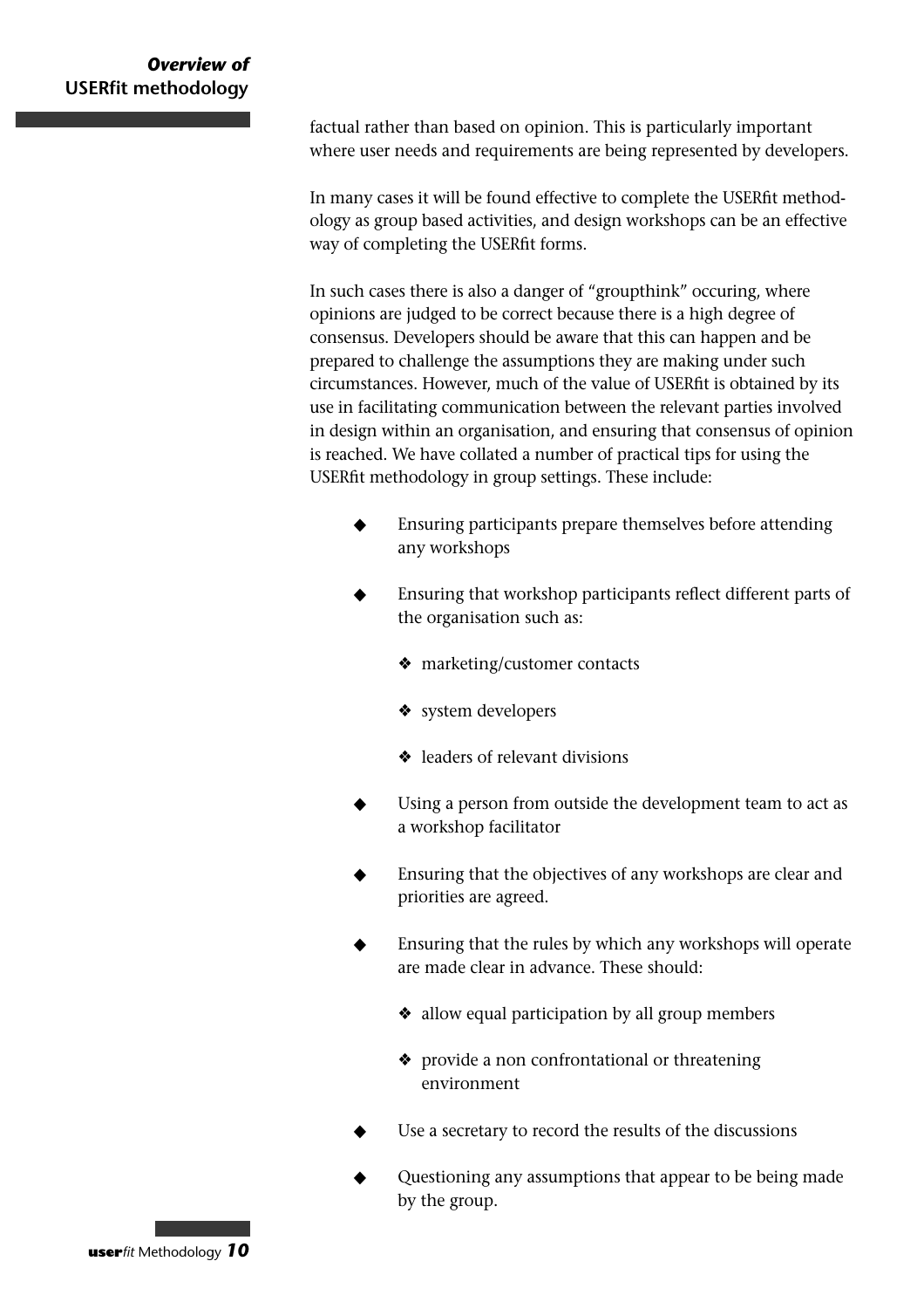factual rather than based on opinion. This is particularly important where user needs and requirements are being represented by developers.

In many cases it will be found effective to complete the USERfit methodology as group based activities, and design workshops can be an effective way of completing the USERfit forms.

In such cases there is also a danger of "groupthink" occuring, where opinions are judged to be correct because there is a high degree of consensus. Developers should be aware that this can happen and be prepared to challenge the assumptions they are making under such circumstances. However, much of the value of USERfit is obtained by its use in facilitating communication between the relevant parties involved in design within an organisation, and ensuring that consensus of opinion is reached. We have collated a number of practical tips for using the USERfit methodology in group settings. These include:

- Ensuring participants prepare themselves before attending any workshops
- Ensuring that workshop participants reflect different parts of the organisation such as:
  - marketing/customer contacts
  - system developers
  - leaders of relevant divisions
- Using a person from outside the development team to act as a workshop facilitator
- Ensuring that the objectives of any workshops are clear and priorities are agreed.
- Ensuring that the rules by which any workshops will operate are made clear in advance. These should:
  - allow equal participation by all group members
  - provide a non confrontational or threatening environment
- Use a secretary to record the results of the discussions
- Questioning any assumptions that appear to be being made by the group.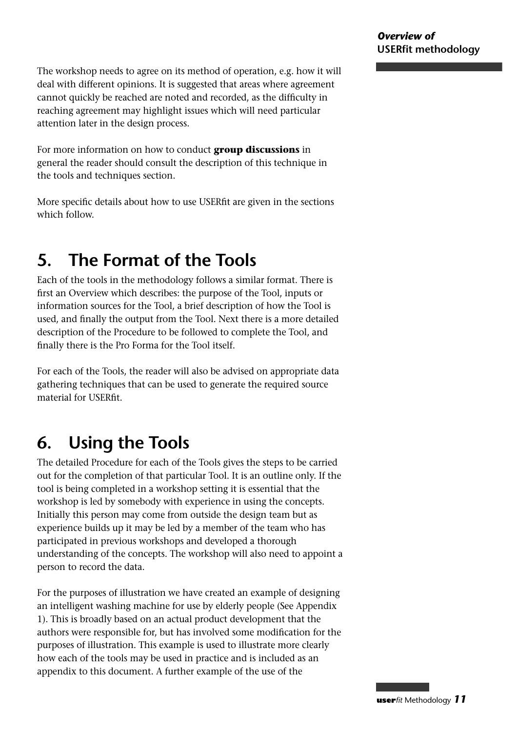The workshop needs to agree on its method of operation, e.g. how it will deal with different opinions. It is suggested that areas where agreement cannot quickly be reached are noted and recorded, as the difficulty in reaching agreement may highlight issues which will need particular attention later in the design process.

For more information on how to conduct **group discussions** in general the reader should consult the description of this technique in the tools and techniques section.

More specific details about how to use USERfit are given in the sections which follow.

# 5. The Format of the Tools

Each of the tools in the methodology follows a similar format. There is first an Overview which describes: the purpose of the Tool, inputs or information sources for the Tool, a brief description of how the Tool is used, and finally the output from the Tool. Next there is a more detailed description of the Procedure to be followed to complete the Tool, and finally there is the Pro Forma for the Tool itself.

For each of the Tools, the reader will also be advised on appropriate data gathering techniques that can be used to generate the required source material for USERfit.

# 6. Using the Tools

The detailed Procedure for each of the Tools gives the steps to be carried out for the completion of that particular Tool. It is an outline only. If the tool is being completed in a workshop setting it is essential that the workshop is led by somebody with experience in using the concepts. Initially this person may come from outside the design team but as experience builds up it may be led by a member of the team who has participated in previous workshops and developed a thorough understanding of the concepts. The workshop will also need to appoint a person to record the data.

For the purposes of illustration we have created an example of designing an intelligent washing machine for use by elderly people (See Appendix 1). This is broadly based on an actual product development that the authors were responsible for, but has involved some modification for the purposes of illustration. This example is used to illustrate more clearly how each of the tools may be used in practice and is included as an appendix to this document. A further example of the use of the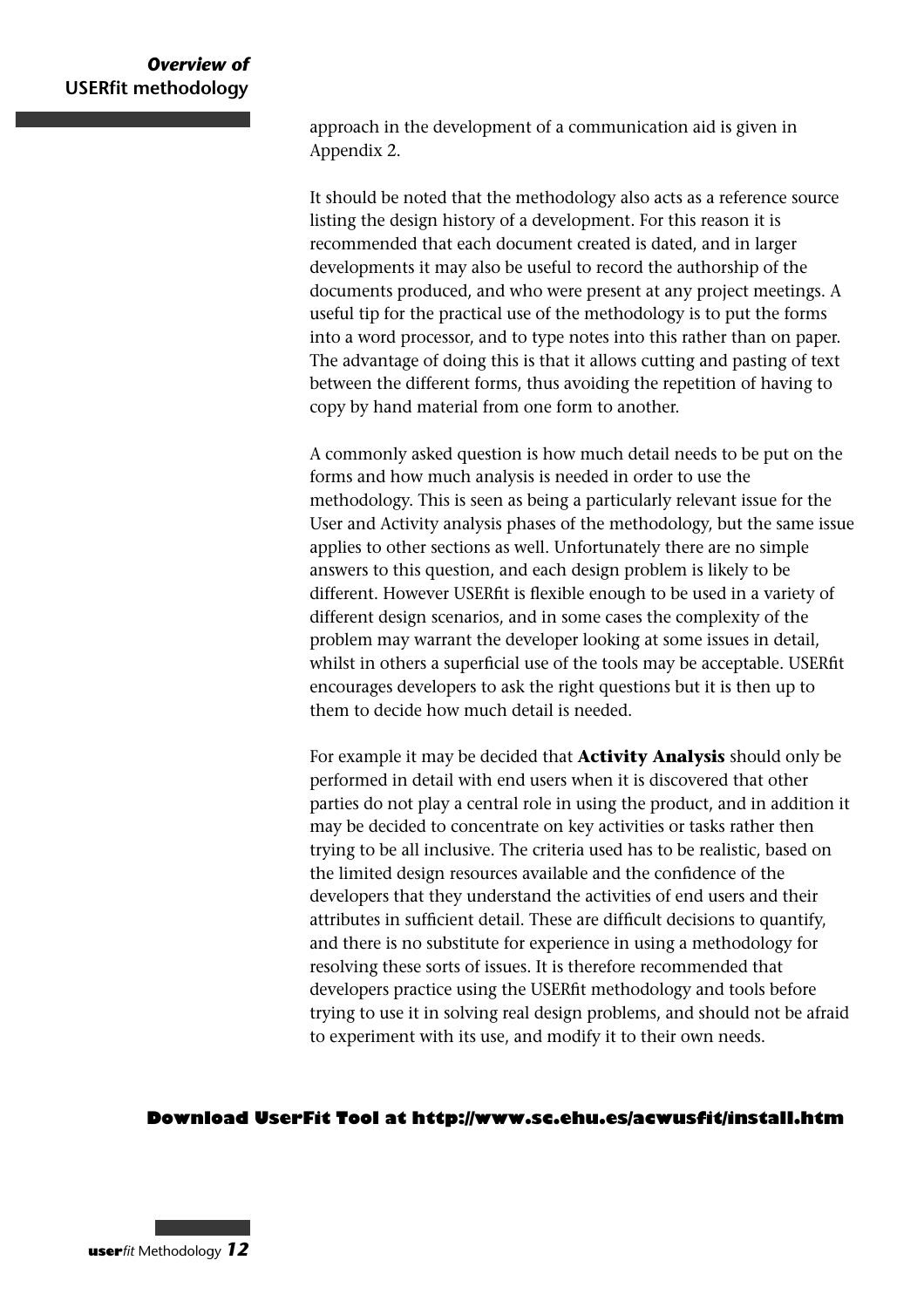approach in the development of a communication aid is given in Appendix 2.

It should be noted that the methodology also acts as a reference source listing the design history of a development. For this reason it is recommended that each document created is dated, and in larger developments it may also be useful to record the authorship of the documents produced, and who were present at any project meetings. A useful tip for the practical use of the methodology is to put the forms into a word processor, and to type notes into this rather than on paper. The advantage of doing this is that it allows cutting and pasting of text between the different forms, thus avoiding the repetition of having to copy by hand material from one form to another.

A commonly asked question is how much detail needs to be put on the forms and how much analysis is needed in order to use the methodology. This is seen as being a particularly relevant issue for the User and Activity analysis phases of the methodology, but the same issue applies to other sections as well. Unfortunately there are no simple answers to this question, and each design problem is likely to be different. However USERfit is flexible enough to be used in a variety of different design scenarios, and in some cases the complexity of the problem may warrant the developer looking at some issues in detail, whilst in others a superficial use of the tools may be acceptable. USERfit encourages developers to ask the right questions but it is then up to them to decide how much detail is needed.

For example it may be decided that **Activity Analysis** should only be performed in detail with end users when it is discovered that other parties do not play a central role in using the product, and in addition it may be decided to concentrate on key activities or tasks rather then trying to be all inclusive. The criteria used has to be realistic, based on the limited design resources available and the confidence of the developers that they understand the activities of end users and their attributes in sufficient detail. These are difficult decisions to quantify, and there is no substitute for experience in using a methodology for resolving these sorts of issues. It is therefore recommended that developers practice using the USERfit methodology and tools before trying to use it in solving real design problems, and should not be afraid to experiment with its use, and modify it to their own needs.

**Download UserFit Tool at http://www.sc.ehu.es/acwusfit/install.htm**